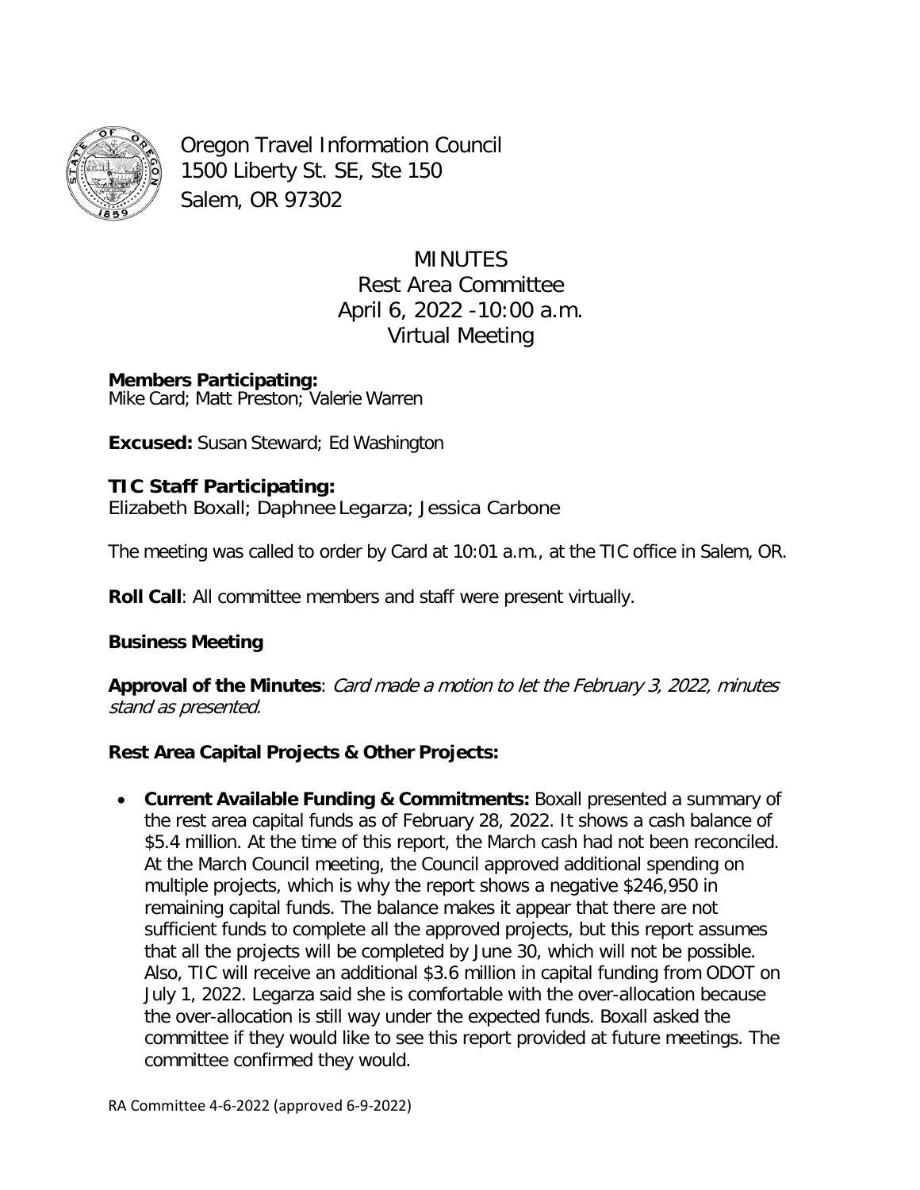Oregon Travel Information Council
1500 Liberty St. SE, Ste 150
Salem, OR 97302

# MINUTES
## Rest Area Committee
## April 6, 2022 -10:00 a.m.
## Virtual Meeting

**Members Participating:**
Mike Card; Matt Preston; Valerie Warren

**Excused:** Susan Steward; Ed Washington

**TIC Staff Participating:**
Elizabeth Boxall; Daphnee Legarza; Jessica Carbone

The meeting was called to order by Card at 10:01 a.m., at the TIC office in Salem, OR.

**Roll Call**: All committee members and staff were present virtually.

**Business Meeting**

**Approval of the Minutes**: *Card made a motion to let the February 3, 2022, minutes stand as presented.*

**Rest Area Capital Projects & Other Projects:**

- **Current Available Funding & Commitments:** Boxall presented a summary of the rest area capital funds as of February 28, 2022. It shows a cash balance of $5.4 million. At the time of this report, the March cash had not been reconciled. At the March Council meeting, the Council approved additional spending on multiple projects, which is why the report shows a negative $246,950 in remaining capital funds. The balance makes it appear that there are not sufficient funds to complete all the approved projects, but this report assumes that all the projects will be completed by June 30, which will not be possible. Also, TIC will receive an additional $3.6 million in capital funding from ODOT on July 1, 2022. Legarza said she is comfortable with the over-allocation because the over-allocation is still way under the expected funds. Boxall asked the committee if they would like to see this report provided at future meetings. The committee confirmed they would.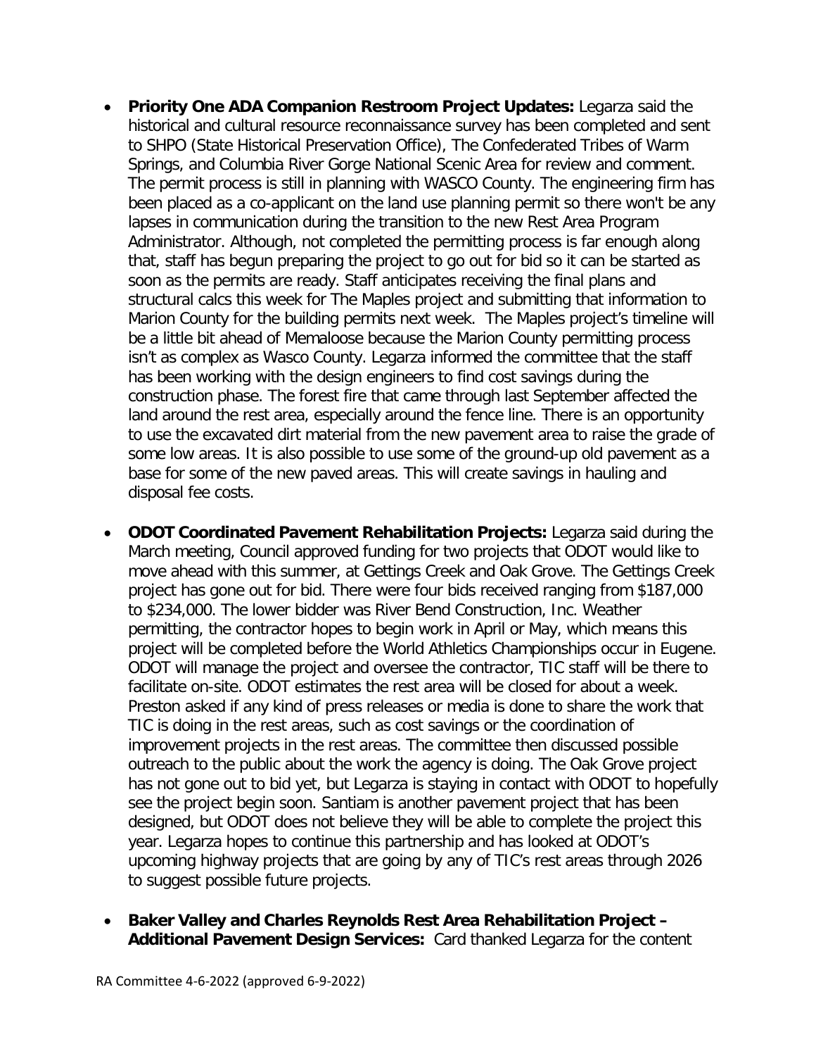- **Priority One ADA Companion Restroom Project Updates:** Legarza said the historical and cultural resource reconnaissance survey has been completed and sent to SHPO (State Historical Preservation Office), The Confederated Tribes of Warm Springs, and Columbia River Gorge National Scenic Area for review and comment. The permit process is still in planning with WASCO County. The engineering firm has been placed as a co-applicant on the land use planning permit so there won't be any lapses in communication during the transition to the new Rest Area Program Administrator. Although, not completed the permitting process is far enough along that, staff has begun preparing the project to go out for bid so it can be started as soon as the permits are ready. Staff anticipates receiving the final plans and structural calcs this week for The Maples project and submitting that information to Marion County for the building permits next week. The Maples project's timeline will be a little bit ahead of Memaloose because the Marion County permitting process isn't as complex as Wasco County. Legarza informed the committee that the staff has been working with the design engineers to find cost savings during the construction phase. The forest fire that came through last September affected the land around the rest area, especially around the fence line. There is an opportunity to use the excavated dirt material from the new pavement area to raise the grade of some low areas. It is also possible to use some of the ground-up old pavement as a base for some of the new paved areas. This will create savings in hauling and disposal fee costs.

- **ODOT Coordinated Pavement Rehabilitation Projects:** Legarza said during the March meeting, Council approved funding for two projects that ODOT would like to move ahead with this summer, at Gettings Creek and Oak Grove. The Gettings Creek project has gone out for bid. There were four bids received ranging from $187,000 to $234,000. The lower bidder was River Bend Construction, Inc. Weather permitting, the contractor hopes to begin work in April or May, which means this project will be completed before the World Athletics Championships occur in Eugene. ODOT will manage the project and oversee the contractor, TIC staff will be there to facilitate on-site. ODOT estimates the rest area will be closed for about a week. Preston asked if any kind of press releases or media is done to share the work that TIC is doing in the rest areas, such as cost savings or the coordination of improvement projects in the rest areas. The committee then discussed possible outreach to the public about the work the agency is doing. The Oak Grove project has not gone out to bid yet, but Legarza is staying in contact with ODOT to hopefully see the project begin soon. Santiam is another pavement project that has been designed, but ODOT does not believe they will be able to complete the project this year. Legarza hopes to continue this partnership and has looked at ODOT's upcoming highway projects that are going by any of TIC's rest areas through 2026 to suggest possible future projects.

- **Baker Valley and Charles Reynolds Rest Area Rehabilitation Project – Additional Pavement Design Services:** Card thanked Legarza for the content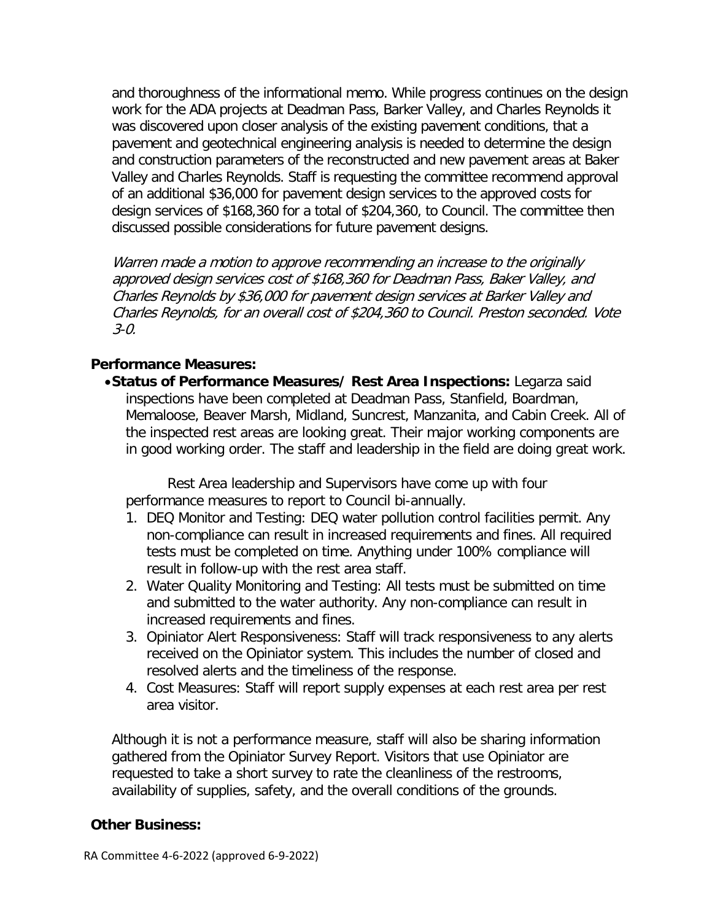and thoroughness of the informational memo. While progress continues on the design work for the ADA projects at Deadman Pass, Barker Valley, and Charles Reynolds it was discovered upon closer analysis of the existing pavement conditions, that a pavement and geotechnical engineering analysis is needed to determine the design and construction parameters of the reconstructed and new pavement areas at Baker Valley and Charles Reynolds. Staff is requesting the committee recommend approval of an additional $36,000 for pavement design services to the approved costs for design services of $168,360 for a total of $204,360, to Council. The committee then discussed possible considerations for future pavement designs.

*Warren made a motion to approve recommending an increase to the originally approved design services cost of $168,360 for Deadman Pass, Baker Valley, and Charles Reynolds by $36,000 for pavement design services at Barker Valley and Charles Reynolds, for an overall cost of $204,360 to Council. Preston seconded. Vote 3-0.*

**Performance Measures:**

- **Status of Performance Measures/ Rest Area Inspections:** Legarza said inspections have been completed at Deadman Pass, Stanfield, Boardman, Memaloose, Beaver Marsh, Midland, Suncrest, Manzanita, and Cabin Creek. All of the inspected rest areas are looking great. Their major working components are in good working order. The staff and leadership in the field are doing great work.

  Rest Area leadership and Supervisors have come up with four performance measures to report to Council bi-annually.

  1. DEQ Monitor and Testing: DEQ water pollution control facilities permit. Any non-compliance can result in increased requirements and fines. All required tests must be completed on time. Anything under 100% compliance will result in follow-up with the rest area staff.
  2. Water Quality Monitoring and Testing: All tests must be submitted on time and submitted to the water authority. Any non-compliance can result in increased requirements and fines.
  3. Opiniator Alert Responsiveness: Staff will track responsiveness to any alerts received on the Opiniator system. This includes the number of closed and resolved alerts and the timeliness of the response.
  4. Cost Measures: Staff will report supply expenses at each rest area per rest area visitor.

  Although it is not a performance measure, staff will also be sharing information gathered from the Opiniator Survey Report. Visitors that use Opiniator are requested to take a short survey to rate the cleanliness of the restrooms, availability of supplies, safety, and the overall conditions of the grounds.

**Other Business:**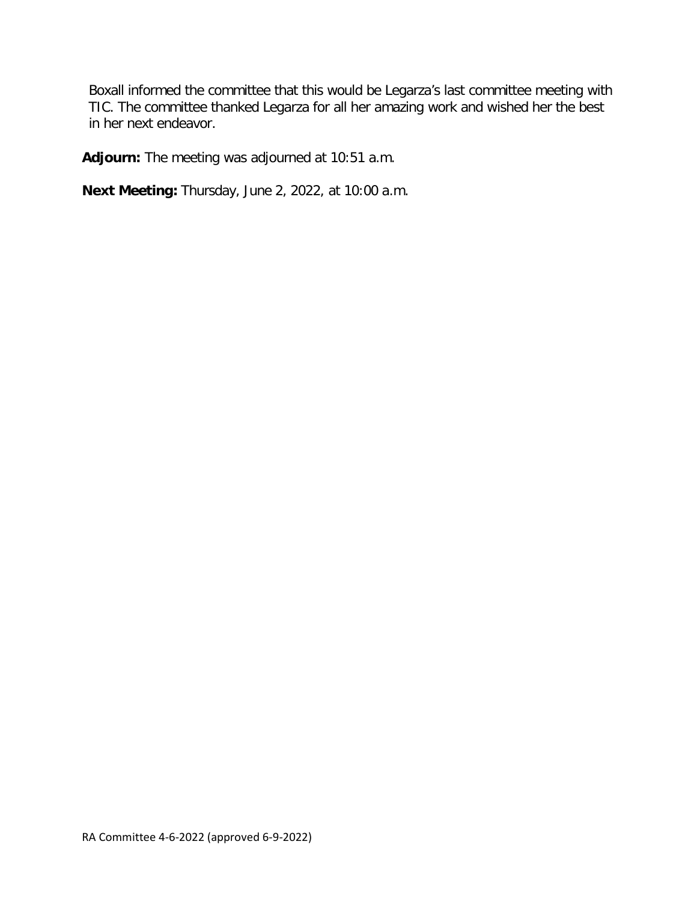Boxall informed the committee that this would be Legarza's last committee meeting with TIC. The committee thanked Legarza for all her amazing work and wished her the best in her next endeavor.

**Adjourn:** The meeting was adjourned at 10:51 a.m.

**Next Meeting:** Thursday, June 2, 2022, at 10:00 a.m.

RA Committee 4-6-2022 (approved 6-9-2022)